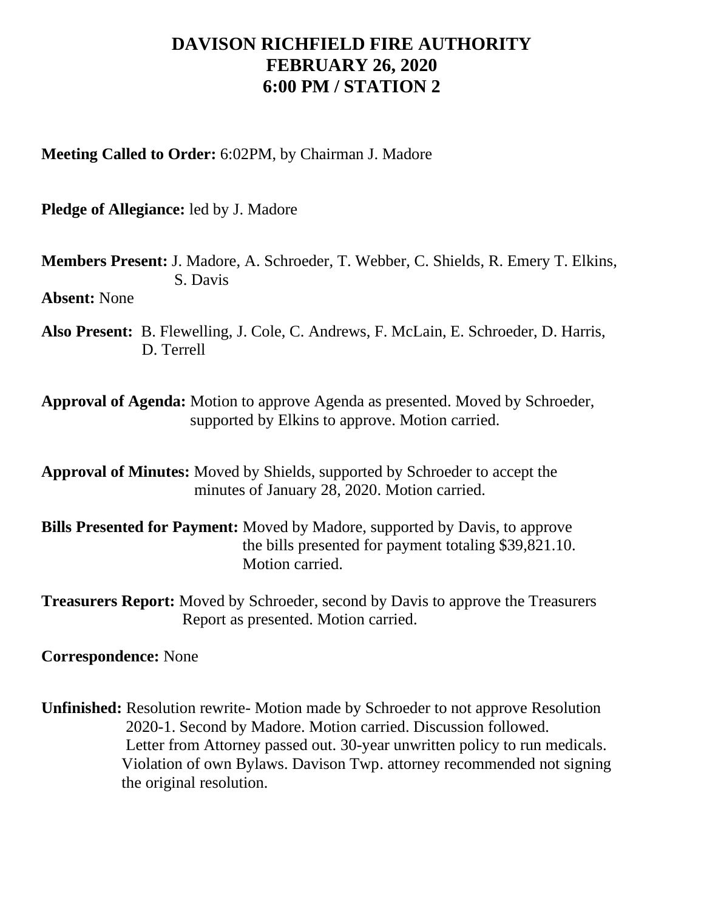# DAVISON RICHFIELD FIRE AUTHORITY
# FEBRUARY 26, 2020
# 6:00 PM / STATION 2

**Meeting Called to Order:** 6:02PM, by Chairman J. Madore

**Pledge of Allegiance:** led by J. Madore

**Members Present:** J. Madore, A. Schroeder, T. Webber, C. Shields, R. Emery T. Elkins, S. Davis

**Absent:** None

**Also Present:** B. Flewelling, J. Cole, C. Andrews, F. McLain, E. Schroeder, D. Harris, D. Terrell

**Approval of Agenda:** Motion to approve Agenda as presented. Moved by Schroeder, supported by Elkins to approve. Motion carried.

**Approval of Minutes:** Moved by Shields, supported by Schroeder to accept the minutes of January 28, 2020. Motion carried.

**Bills Presented for Payment:** Moved by Madore, supported by Davis, to approve the bills presented for payment totaling $39,821.10. Motion carried.

**Treasurers Report:** Moved by Schroeder, second by Davis to approve the Treasurers Report as presented. Motion carried.

**Correspondence:** None

**Unfinished:** Resolution rewrite- Motion made by Schroeder to not approve Resolution 2020-1. Second by Madore. Motion carried. Discussion followed. Letter from Attorney passed out. 30-year unwritten policy to run medicals. Violation of own Bylaws. Davison Twp. attorney recommended not signing the original resolution.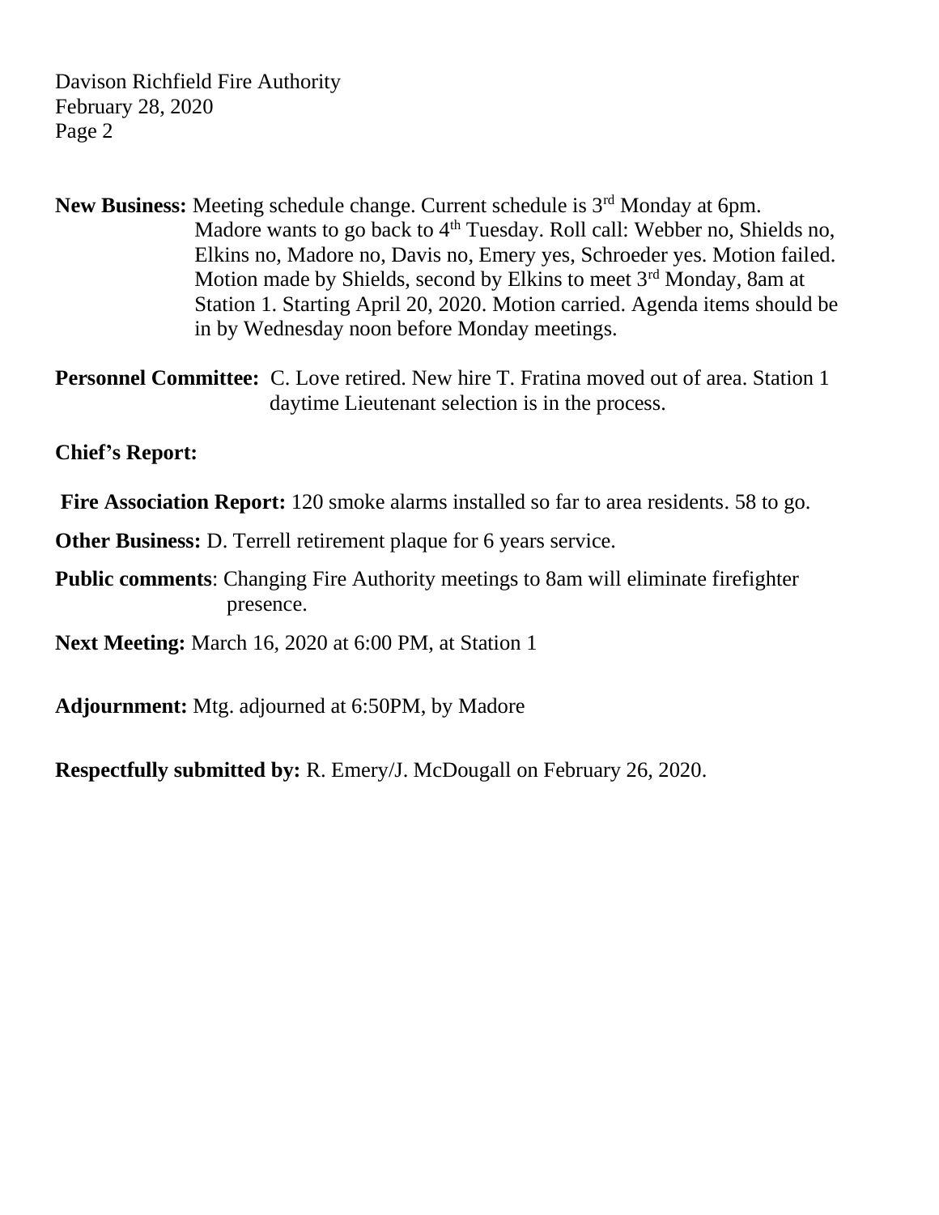**New Business:** Meeting schedule change. Current schedule is 3rd Monday at 6pm. Madore wants to go back to 4th Tuesday. Roll call: Webber no, Shields no, Elkins no, Madore no, Davis no, Emery yes, Schroeder yes. Motion failed. Motion made by Shields, second by Elkins to meet 3rd Monday, 8am at Station 1. Starting April 20, 2020. Motion carried. Agenda items should be in by Wednesday noon before Monday meetings.

**Personnel Committee:** C. Love retired. New hire T. Fratina moved out of area. Station 1 daytime Lieutenant selection is in the process.

**Chief's Report:**

**Fire Association Report:** 120 smoke alarms installed so far to area residents. 58 to go.

**Other Business:** D. Terrell retirement plaque for 6 years service.

**Public comments**: Changing Fire Authority meetings to 8am will eliminate firefighter presence.

**Next Meeting:** March 16, 2020 at 6:00 PM, at Station 1

**Adjournment:** Mtg. adjourned at 6:50PM, by Madore

**Respectfully submitted by:** R. Emery/J. McDougall on February 26, 2020.